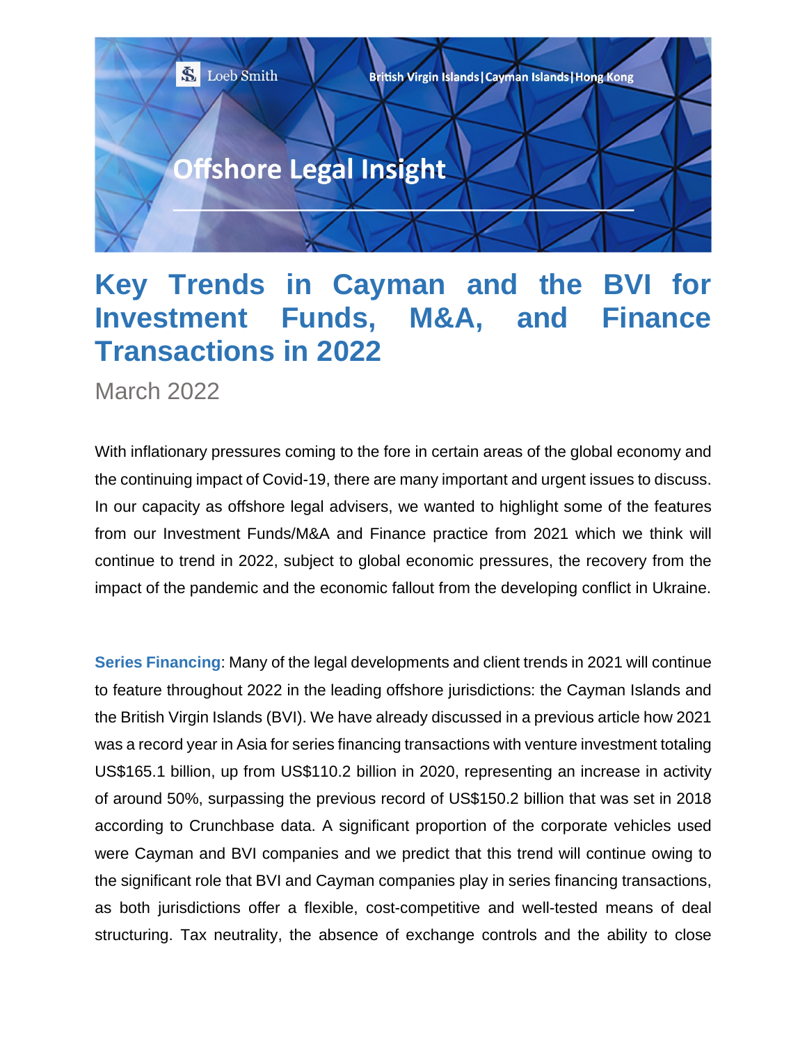Loeb Smith

British Virgin Islands | Cayman Islands | Hong Kong

Offshore Legal Insight

# Key Trends in Cayman and the BVI for Investment Funds, M&A, and Finance Transactions in 2022

March 2022

With inflationary pressures coming to the fore in certain areas of the global economy and the continuing impact of Covid-19, there are many important and urgent issues to discuss. In our capacity as offshore legal advisers, we wanted to highlight some of the features from our Investment Funds/M&A and Finance practice from 2021 which we think will continue to trend in 2022, subject to global economic pressures, the recovery from the impact of the pandemic and the economic fallout from the developing conflict in Ukraine.

**Series Financing**: Many of the legal developments and client trends in 2021 will continue to feature throughout 2022 in the leading offshore jurisdictions: the Cayman Islands and the British Virgin Islands (BVI). We have already discussed in a previous article how 2021 was a record year in Asia for series financing transactions with venture investment totaling US$165.1 billion, up from US$110.2 billion in 2020, representing an increase in activity of around 50%, surpassing the previous record of US$150.2 billion that was set in 2018 according to Crunchbase data. A significant proportion of the corporate vehicles used were Cayman and BVI companies and we predict that this trend will continue owing to the significant role that BVI and Cayman companies play in series financing transactions, as both jurisdictions offer a flexible, cost-competitive and well-tested means of deal structuring. Tax neutrality, the absence of exchange controls and the ability to close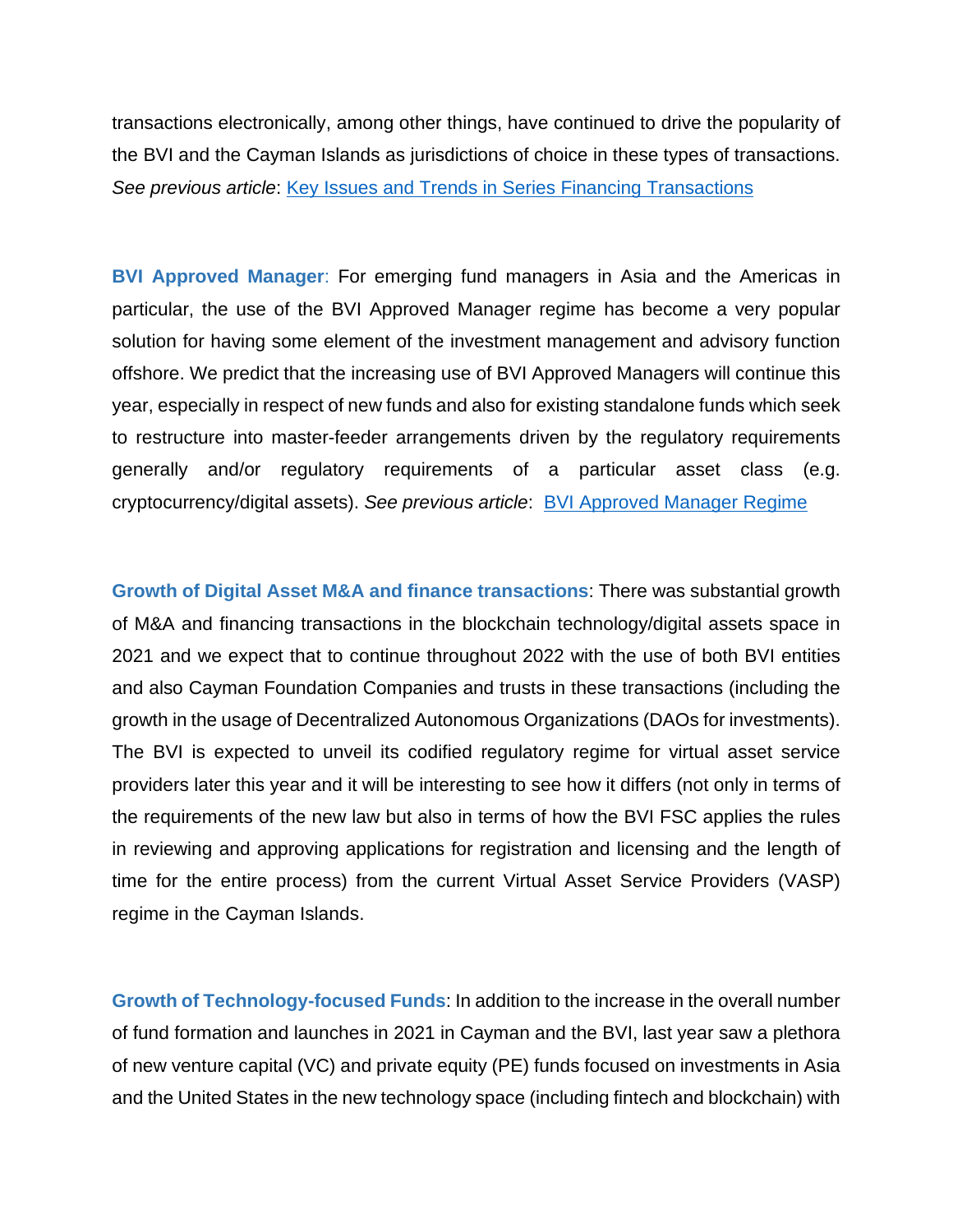transactions electronically, among other things, have continued to drive the popularity of the BVI and the Cayman Islands as jurisdictions of choice in these types of transactions. *See previous article*: [Key Issues and Trends in Series Financing Transactions]()

**BVI Approved Manager**: For emerging fund managers in Asia and the Americas in particular, the use of the BVI Approved Manager regime has become a very popular solution for having some element of the investment management and advisory function offshore. We predict that the increasing use of BVI Approved Managers will continue this year, especially in respect of new funds and also for existing standalone funds which seek to restructure into master-feeder arrangements driven by the regulatory requirements generally and/or regulatory requirements of a particular asset class (e.g. cryptocurrency/digital assets). *See previous article*: [BVI Approved Manager Regime]()

**Growth of Digital Asset M&A and finance transactions**: There was substantial growth of M&A and financing transactions in the blockchain technology/digital assets space in 2021 and we expect that to continue throughout 2022 with the use of both BVI entities and also Cayman Foundation Companies and trusts in these transactions (including the growth in the usage of Decentralized Autonomous Organizations (DAOs for investments). The BVI is expected to unveil its codified regulatory regime for virtual asset service providers later this year and it will be interesting to see how it differs (not only in terms of the requirements of the new law but also in terms of how the BVI FSC applies the rules in reviewing and approving applications for registration and licensing and the length of time for the entire process) from the current Virtual Asset Service Providers (VASP) regime in the Cayman Islands.

**Growth of Technology-focused Funds**: In addition to the increase in the overall number of fund formation and launches in 2021 in Cayman and the BVI, last year saw a plethora of new venture capital (VC) and private equity (PE) funds focused on investments in Asia and the United States in the new technology space (including fintech and blockchain) with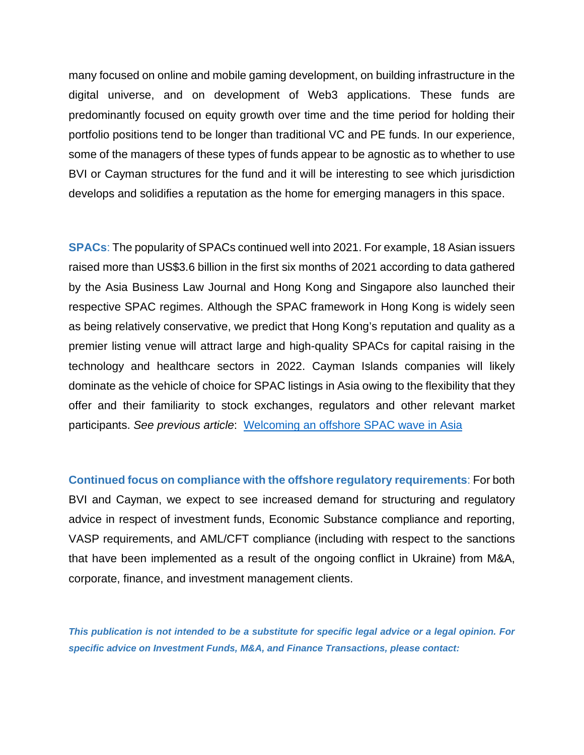many focused on online and mobile gaming development, on building infrastructure in the digital universe, and on development of Web3 applications. These funds are predominantly focused on equity growth over time and the time period for holding their portfolio positions tend to be longer than traditional VC and PE funds. In our experience, some of the managers of these types of funds appear to be agnostic as to whether to use BVI or Cayman structures for the fund and it will be interesting to see which jurisdiction develops and solidifies a reputation as the home for emerging managers in this space.

**SPACs**: The popularity of SPACs continued well into 2021. For example, 18 Asian issuers raised more than US$3.6 billion in the first six months of 2021 according to data gathered by the Asia Business Law Journal and Hong Kong and Singapore also launched their respective SPAC regimes. Although the SPAC framework in Hong Kong is widely seen as being relatively conservative, we predict that Hong Kong's reputation and quality as a premier listing venue will attract large and high-quality SPACs for capital raising in the technology and healthcare sectors in 2022. Cayman Islands companies will likely dominate as the vehicle of choice for SPAC listings in Asia owing to the flexibility that they offer and their familiarity to stock exchanges, regulators and other relevant market participants. *See previous article*: Welcoming an offshore SPAC wave in Asia

**Continued focus on compliance with the offshore regulatory requirements**: For both BVI and Cayman, we expect to see increased demand for structuring and regulatory advice in respect of investment funds, Economic Substance compliance and reporting, VASP requirements, and AML/CFT compliance (including with respect to the sanctions that have been implemented as a result of the ongoing conflict in Ukraine) from M&A, corporate, finance, and investment management clients.

***This publication is not intended to be a substitute for specific legal advice or a legal opinion. For specific advice on Investment Funds, M&A, and Finance Transactions, please contact:***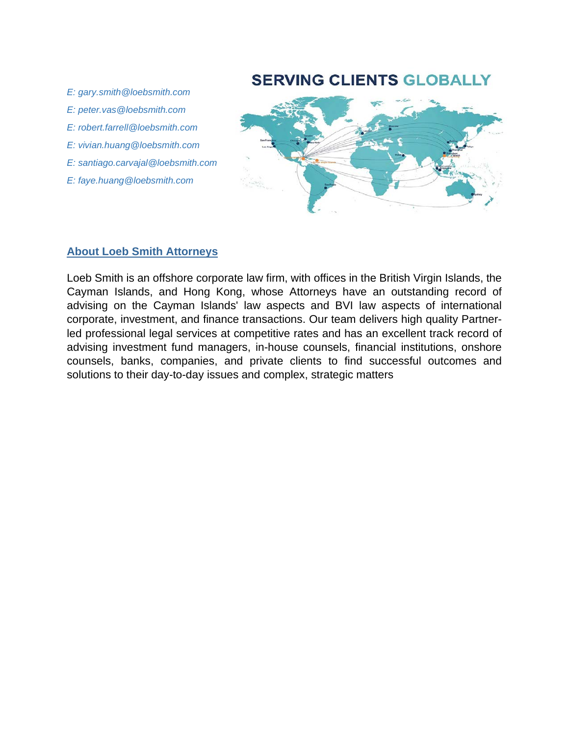*E: gary.smith@loebsmith.com*

*E: peter.vas@loebsmith.com*

*E: robert.farrell@loebsmith.com*

*E: vivian.huang@loebsmith.com*

*E: santiago.carvajal@loebsmith.com*

*E: faye.huang@loebsmith.com*

SERVING CLIENTS GLOBALLY

## About Loeb Smith Attorneys

Loeb Smith is an offshore corporate law firm, with offices in the British Virgin Islands, the Cayman Islands, and Hong Kong, whose Attorneys have an outstanding record of advising on the Cayman Islands' law aspects and BVI law aspects of international corporate, investment, and finance transactions. Our team delivers high quality Partner-led professional legal services at competitive rates and has an excellent track record of advising investment fund managers, in-house counsels, financial institutions, onshore counsels, banks, companies, and private clients to find successful outcomes and solutions to their day-to-day issues and complex, strategic matters